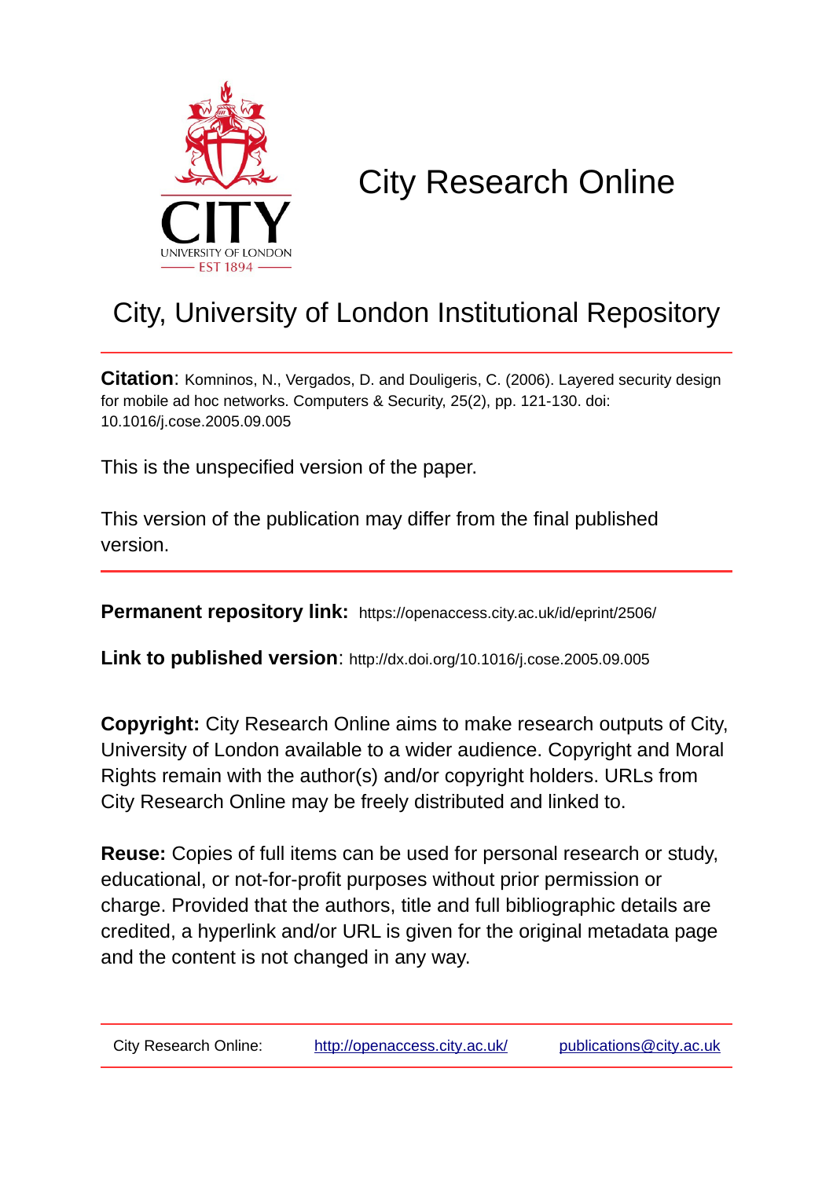# City Research Online

## City, University of London Institutional Repository

**Citation**: Komninos, N., Vergados, D. and Douligeris, C. (2006). Layered security design for mobile ad hoc networks. Computers & Security, 25(2), pp. 121-130. doi: 10.1016/j.cose.2005.09.005

This is the unspecified version of the paper.

This version of the publication may differ from the final published version.

**Permanent repository link:** https://openaccess.city.ac.uk/id/eprint/2506/

**Link to published version**: http://dx.doi.org/10.1016/j.cose.2005.09.005

**Copyright:** City Research Online aims to make research outputs of City, University of London available to a wider audience. Copyright and Moral Rights remain with the author(s) and/or copyright holders. URLs from City Research Online may be freely distributed and linked to.

**Reuse:** Copies of full items can be used for personal research or study, educational, or not-for-profit purposes without prior permission or charge. Provided that the authors, title and full bibliographic details are credited, a hyperlink and/or URL is given for the original metadata page and the content is not changed in any way.

City Research Online: http://openaccess.city.ac.uk/ publications@city.ac.uk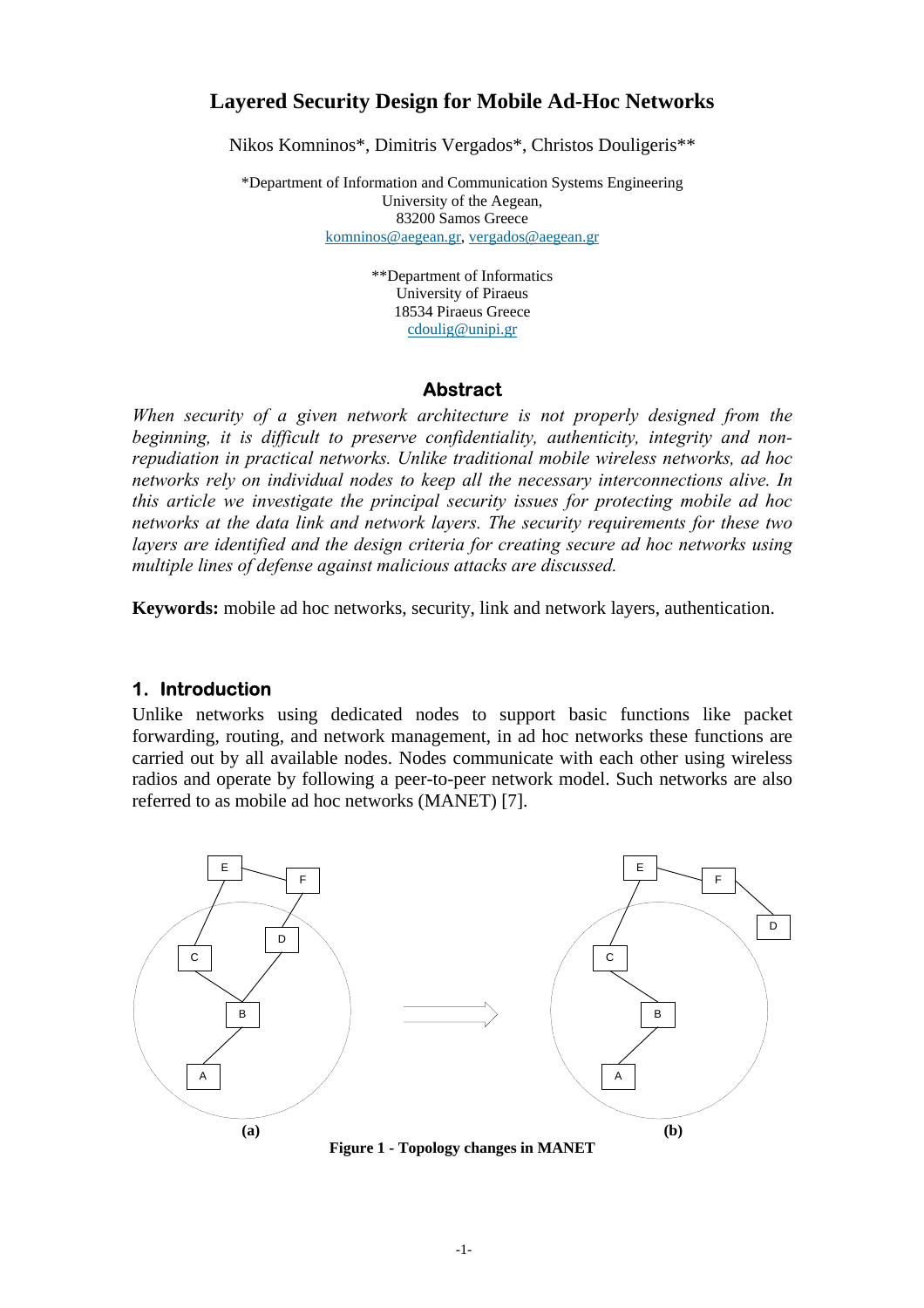# Layered Security Design for Mobile Ad-Hoc Networks

Nikos Komninos*, Dimitris Vergados*, Christos Douligeris**

*Department of Information and Communication Systems Engineering
University of the Aegean,
83200 Samos Greece
komninos@aegean.gr, vergados@aegean.gr

**Department of Informatics
University of Piraeus
18534 Piraeus Greece
cdoulig@unipi.gr

## Abstract

*When security of a given network architecture is not properly designed from the beginning, it is difficult to preserve confidentiality, authenticity, integrity and non-repudiation in practical networks. Unlike traditional mobile wireless networks, ad hoc networks rely on individual nodes to keep all the necessary interconnections alive. In this article we investigate the principal security issues for protecting mobile ad hoc networks at the data link and network layers. The security requirements for these two layers are identified and the design criteria for creating secure ad hoc networks using multiple lines of defense against malicious attacks are discussed.*

**Keywords:** mobile ad hoc networks, security, link and network layers, authentication.

## 1. Introduction

Unlike networks using dedicated nodes to support basic functions like packet forwarding, routing, and network management, in ad hoc networks these functions are carried out by all available nodes. Nodes communicate with each other using wireless radios and operate by following a peer-to-peer network model. Such networks are also referred to as mobile ad hoc networks (MANET) [7].

**Figure 1 - Topology changes in MANET**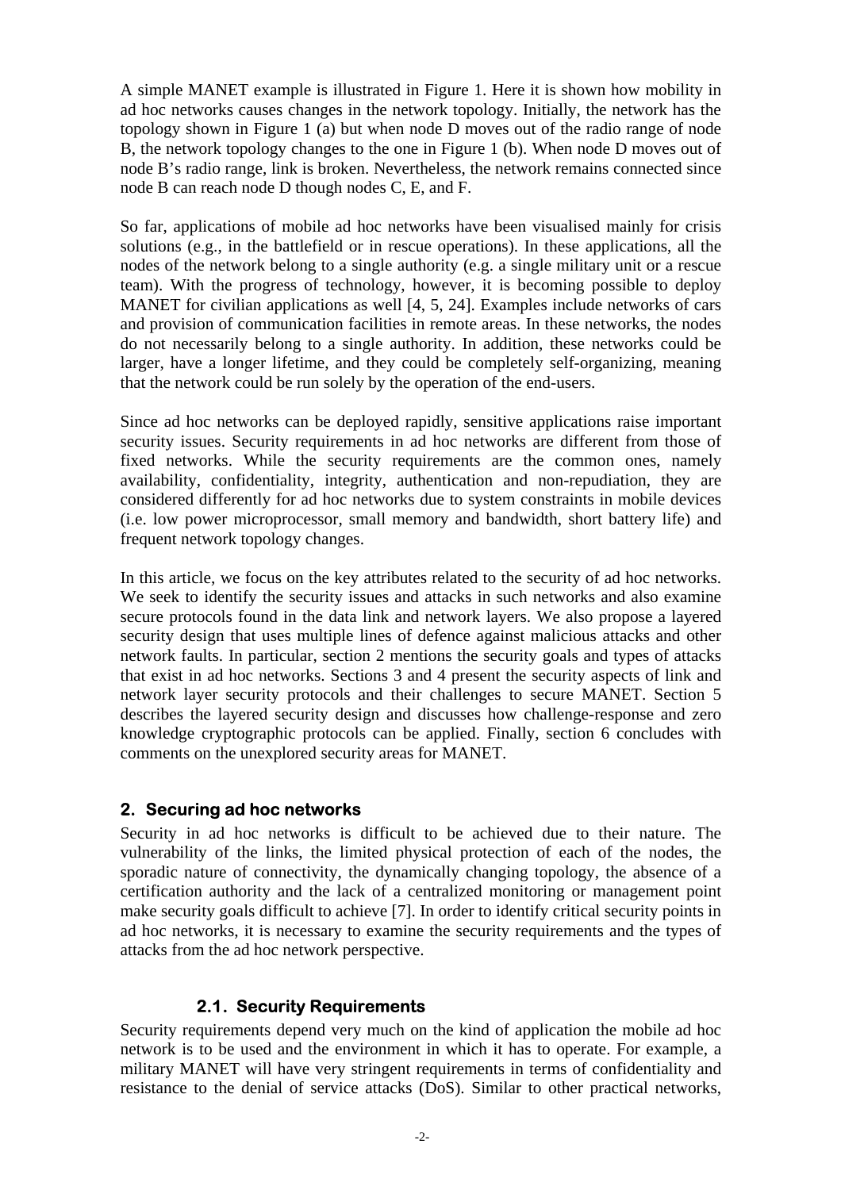A simple MANET example is illustrated in Figure 1. Here it is shown how mobility in ad hoc networks causes changes in the network topology. Initially, the network has the topology shown in Figure 1 (a) but when node D moves out of the radio range of node B, the network topology changes to the one in Figure 1 (b). When node D moves out of node B's radio range, link is broken. Nevertheless, the network remains connected since node B can reach node D though nodes C, E, and F.

So far, applications of mobile ad hoc networks have been visualised mainly for crisis solutions (e.g., in the battlefield or in rescue operations). In these applications, all the nodes of the network belong to a single authority (e.g. a single military unit or a rescue team). With the progress of technology, however, it is becoming possible to deploy MANET for civilian applications as well [4, 5, 24]. Examples include networks of cars and provision of communication facilities in remote areas. In these networks, the nodes do not necessarily belong to a single authority. In addition, these networks could be larger, have a longer lifetime, and they could be completely self-organizing, meaning that the network could be run solely by the operation of the end-users.

Since ad hoc networks can be deployed rapidly, sensitive applications raise important security issues. Security requirements in ad hoc networks are different from those of fixed networks. While the security requirements are the common ones, namely availability, confidentiality, integrity, authentication and non-repudiation, they are considered differently for ad hoc networks due to system constraints in mobile devices (i.e. low power microprocessor, small memory and bandwidth, short battery life) and frequent network topology changes.

In this article, we focus on the key attributes related to the security of ad hoc networks. We seek to identify the security issues and attacks in such networks and also examine secure protocols found in the data link and network layers. We also propose a layered security design that uses multiple lines of defence against malicious attacks and other network faults. In particular, section 2 mentions the security goals and types of attacks that exist in ad hoc networks. Sections 3 and 4 present the security aspects of link and network layer security protocols and their challenges to secure MANET. Section 5 describes the layered security design and discusses how challenge-response and zero knowledge cryptographic protocols can be applied. Finally, section 6 concludes with comments on the unexplored security areas for MANET.

## 2. Securing ad hoc networks

Security in ad hoc networks is difficult to be achieved due to their nature. The vulnerability of the links, the limited physical protection of each of the nodes, the sporadic nature of connectivity, the dynamically changing topology, the absence of a certification authority and the lack of a centralized monitoring or management point make security goals difficult to achieve [7]. In order to identify critical security points in ad hoc networks, it is necessary to examine the security requirements and the types of attacks from the ad hoc network perspective.

### 2.1. Security Requirements

Security requirements depend very much on the kind of application the mobile ad hoc network is to be used and the environment in which it has to operate. For example, a military MANET will have very stringent requirements in terms of confidentiality and resistance to the denial of service attacks (DoS). Similar to other practical networks,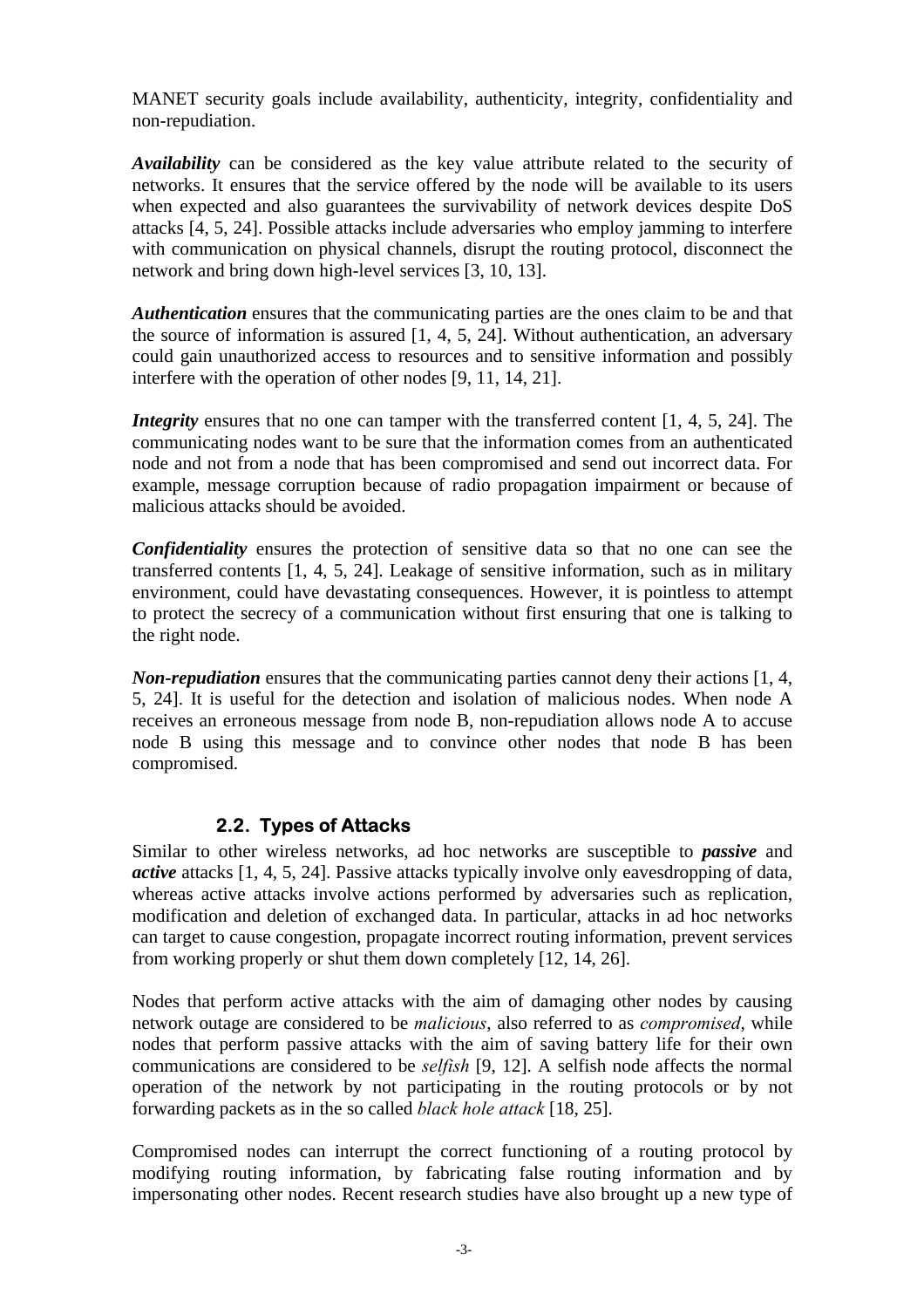MANET security goals include availability, authenticity, integrity, confidentiality and non-repudiation.

***Availability*** can be considered as the key value attribute related to the security of networks. It ensures that the service offered by the node will be available to its users when expected and also guarantees the survivability of network devices despite DoS attacks [4, 5, 24]. Possible attacks include adversaries who employ jamming to interfere with communication on physical channels, disrupt the routing protocol, disconnect the network and bring down high-level services [3, 10, 13].

***Authentication*** ensures that the communicating parties are the ones claim to be and that the source of information is assured [1, 4, 5, 24]. Without authentication, an adversary could gain unauthorized access to resources and to sensitive information and possibly interfere with the operation of other nodes [9, 11, 14, 21].

***Integrity*** ensures that no one can tamper with the transferred content [1, 4, 5, 24]. The communicating nodes want to be sure that the information comes from an authenticated node and not from a node that has been compromised and send out incorrect data. For example, message corruption because of radio propagation impairment or because of malicious attacks should be avoided.

***Confidentiality*** ensures the protection of sensitive data so that no one can see the transferred contents [1, 4, 5, 24]. Leakage of sensitive information, such as in military environment, could have devastating consequences. However, it is pointless to attempt to protect the secrecy of a communication without first ensuring that one is talking to the right node.

***Non-repudiation*** ensures that the communicating parties cannot deny their actions [1, 4, 5, 24]. It is useful for the detection and isolation of malicious nodes. When node A receives an erroneous message from node B, non-repudiation allows node A to accuse node B using this message and to convince other nodes that node B has been compromised.

### 2.2. Types of Attacks

Similar to other wireless networks, ad hoc networks are susceptible to ***passive*** and ***active*** attacks [1, 4, 5, 24]. Passive attacks typically involve only eavesdropping of data, whereas active attacks involve actions performed by adversaries such as replication, modification and deletion of exchanged data. In particular, attacks in ad hoc networks can target to cause congestion, propagate incorrect routing information, prevent services from working properly or shut them down completely [12, 14, 26].

Nodes that perform active attacks with the aim of damaging other nodes by causing network outage are considered to be *malicious*, also referred to as *compromised*, while nodes that perform passive attacks with the aim of saving battery life for their own communications are considered to be *selfish* [9, 12]. A selfish node affects the normal operation of the network by not participating in the routing protocols or by not forwarding packets as in the so called *black hole attack* [18, 25].

Compromised nodes can interrupt the correct functioning of a routing protocol by modifying routing information, by fabricating false routing information and by impersonating other nodes. Recent research studies have also brought up a new type of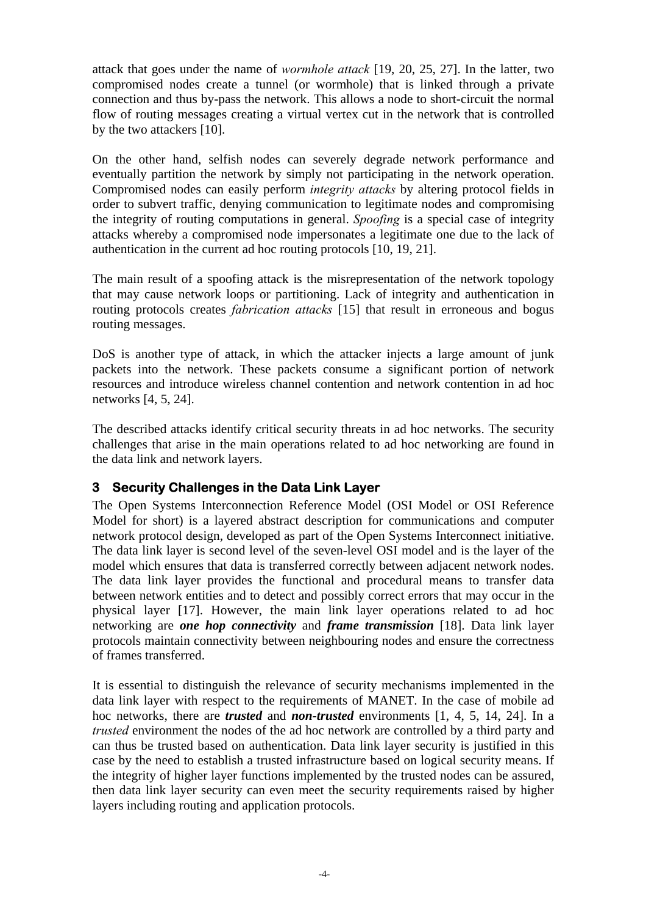attack that goes under the name of *wormhole attack* [19, 20, 25, 27]. In the latter, two compromised nodes create a tunnel (or wormhole) that is linked through a private connection and thus by-pass the network. This allows a node to short-circuit the normal flow of routing messages creating a virtual vertex cut in the network that is controlled by the two attackers [10].

On the other hand, selfish nodes can severely degrade network performance and eventually partition the network by simply not participating in the network operation. Compromised nodes can easily perform *integrity attacks* by altering protocol fields in order to subvert traffic, denying communication to legitimate nodes and compromising the integrity of routing computations in general. *Spoofing* is a special case of integrity attacks whereby a compromised node impersonates a legitimate one due to the lack of authentication in the current ad hoc routing protocols [10, 19, 21].

The main result of a spoofing attack is the misrepresentation of the network topology that may cause network loops or partitioning. Lack of integrity and authentication in routing protocols creates *fabrication attacks* [15] that result in erroneous and bogus routing messages.

DoS is another type of attack, in which the attacker injects a large amount of junk packets into the network. These packets consume a significant portion of network resources and introduce wireless channel contention and network contention in ad hoc networks [4, 5, 24].

The described attacks identify critical security threats in ad hoc networks. The security challenges that arise in the main operations related to ad hoc networking are found in the data link and network layers.

## 3 Security Challenges in the Data Link Layer

The Open Systems Interconnection Reference Model (OSI Model or OSI Reference Model for short) is a layered abstract description for communications and computer network protocol design, developed as part of the Open Systems Interconnect initiative. The data link layer is second level of the seven-level OSI model and is the layer of the model which ensures that data is transferred correctly between adjacent network nodes. The data link layer provides the functional and procedural means to transfer data between network entities and to detect and possibly correct errors that may occur in the physical layer [17]. However, the main link layer operations related to ad hoc networking are ***one hop connectivity*** and ***frame transmission*** [18]. Data link layer protocols maintain connectivity between neighbouring nodes and ensure the correctness of frames transferred.

It is essential to distinguish the relevance of security mechanisms implemented in the data link layer with respect to the requirements of MANET. In the case of mobile ad hoc networks, there are ***trusted*** and ***non-trusted*** environments [1, 4, 5, 14, 24]. In a *trusted* environment the nodes of the ad hoc network are controlled by a third party and can thus be trusted based on authentication. Data link layer security is justified in this case by the need to establish a trusted infrastructure based on logical security means. If the integrity of higher layer functions implemented by the trusted nodes can be assured, then data link layer security can even meet the security requirements raised by higher layers including routing and application protocols.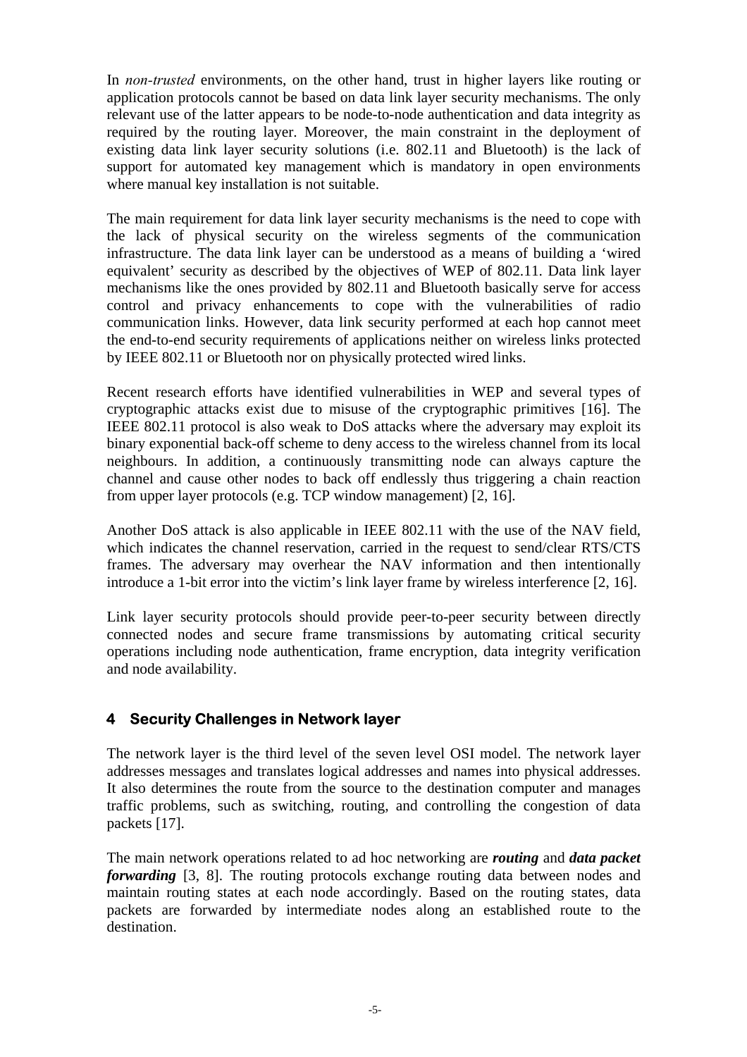In *non-trusted* environments, on the other hand, trust in higher layers like routing or application protocols cannot be based on data link layer security mechanisms. The only relevant use of the latter appears to be node-to-node authentication and data integrity as required by the routing layer. Moreover, the main constraint in the deployment of existing data link layer security solutions (i.e. 802.11 and Bluetooth) is the lack of support for automated key management which is mandatory in open environments where manual key installation is not suitable.

The main requirement for data link layer security mechanisms is the need to cope with the lack of physical security on the wireless segments of the communication infrastructure. The data link layer can be understood as a means of building a 'wired equivalent' security as described by the objectives of WEP of 802.11. Data link layer mechanisms like the ones provided by 802.11 and Bluetooth basically serve for access control and privacy enhancements to cope with the vulnerabilities of radio communication links. However, data link security performed at each hop cannot meet the end-to-end security requirements of applications neither on wireless links protected by IEEE 802.11 or Bluetooth nor on physically protected wired links.

Recent research efforts have identified vulnerabilities in WEP and several types of cryptographic attacks exist due to misuse of the cryptographic primitives [16]. The IEEE 802.11 protocol is also weak to DoS attacks where the adversary may exploit its binary exponential back-off scheme to deny access to the wireless channel from its local neighbours. In addition, a continuously transmitting node can always capture the channel and cause other nodes to back off endlessly thus triggering a chain reaction from upper layer protocols (e.g. TCP window management) [2, 16].

Another DoS attack is also applicable in IEEE 802.11 with the use of the NAV field, which indicates the channel reservation, carried in the request to send/clear RTS/CTS frames. The adversary may overhear the NAV information and then intentionally introduce a 1-bit error into the victim's link layer frame by wireless interference [2, 16].

Link layer security protocols should provide peer-to-peer security between directly connected nodes and secure frame transmissions by automating critical security operations including node authentication, frame encryption, data integrity verification and node availability.

## 4 Security Challenges in Network layer

The network layer is the third level of the seven level OSI model. The network layer addresses messages and translates logical addresses and names into physical addresses. It also determines the route from the source to the destination computer and manages traffic problems, such as switching, routing, and controlling the congestion of data packets [17].

The main network operations related to ad hoc networking are ***routing*** and ***data packet forwarding*** [3, 8]. The routing protocols exchange routing data between nodes and maintain routing states at each node accordingly. Based on the routing states, data packets are forwarded by intermediate nodes along an established route to the destination.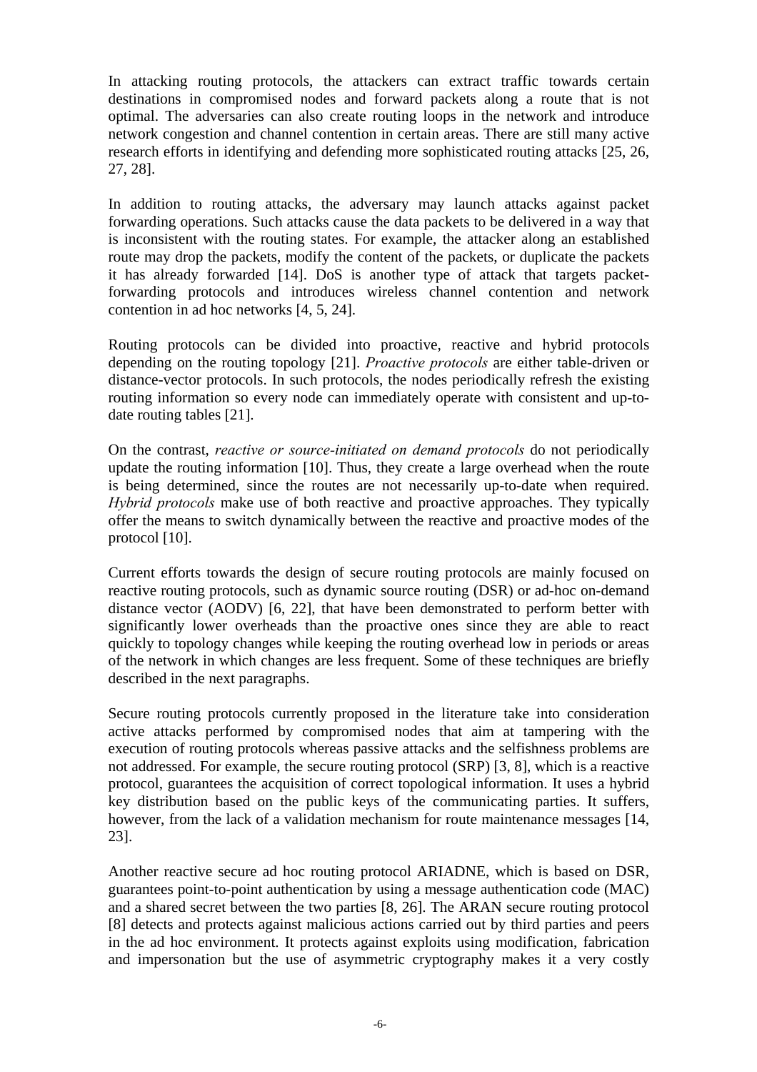In attacking routing protocols, the attackers can extract traffic towards certain destinations in compromised nodes and forward packets along a route that is not optimal. The adversaries can also create routing loops in the network and introduce network congestion and channel contention in certain areas. There are still many active research efforts in identifying and defending more sophisticated routing attacks [25, 26, 27, 28].

In addition to routing attacks, the adversary may launch attacks against packet forwarding operations. Such attacks cause the data packets to be delivered in a way that is inconsistent with the routing states. For example, the attacker along an established route may drop the packets, modify the content of the packets, or duplicate the packets it has already forwarded [14]. DoS is another type of attack that targets packet-forwarding protocols and introduces wireless channel contention and network contention in ad hoc networks [4, 5, 24].

Routing protocols can be divided into proactive, reactive and hybrid protocols depending on the routing topology [21]. *Proactive protocols* are either table-driven or distance-vector protocols. In such protocols, the nodes periodically refresh the existing routing information so every node can immediately operate with consistent and up-to-date routing tables [21].

On the contrast, *reactive or source-initiated on demand protocols* do not periodically update the routing information [10]. Thus, they create a large overhead when the route is being determined, since the routes are not necessarily up-to-date when required. *Hybrid protocols* make use of both reactive and proactive approaches. They typically offer the means to switch dynamically between the reactive and proactive modes of the protocol [10].

Current efforts towards the design of secure routing protocols are mainly focused on reactive routing protocols, such as dynamic source routing (DSR) or ad-hoc on-demand distance vector (AODV) [6, 22], that have been demonstrated to perform better with significantly lower overheads than the proactive ones since they are able to react quickly to topology changes while keeping the routing overhead low in periods or areas of the network in which changes are less frequent. Some of these techniques are briefly described in the next paragraphs.

Secure routing protocols currently proposed in the literature take into consideration active attacks performed by compromised nodes that aim at tampering with the execution of routing protocols whereas passive attacks and the selfishness problems are not addressed. For example, the secure routing protocol (SRP) [3, 8], which is a reactive protocol, guarantees the acquisition of correct topological information. It uses a hybrid key distribution based on the public keys of the communicating parties. It suffers, however, from the lack of a validation mechanism for route maintenance messages [14, 23].

Another reactive secure ad hoc routing protocol ARIADNE, which is based on DSR, guarantees point-to-point authentication by using a message authentication code (MAC) and a shared secret between the two parties [8, 26]. The ARAN secure routing protocol [8] detects and protects against malicious actions carried out by third parties and peers in the ad hoc environment. It protects against exploits using modification, fabrication and impersonation but the use of asymmetric cryptography makes it a very costly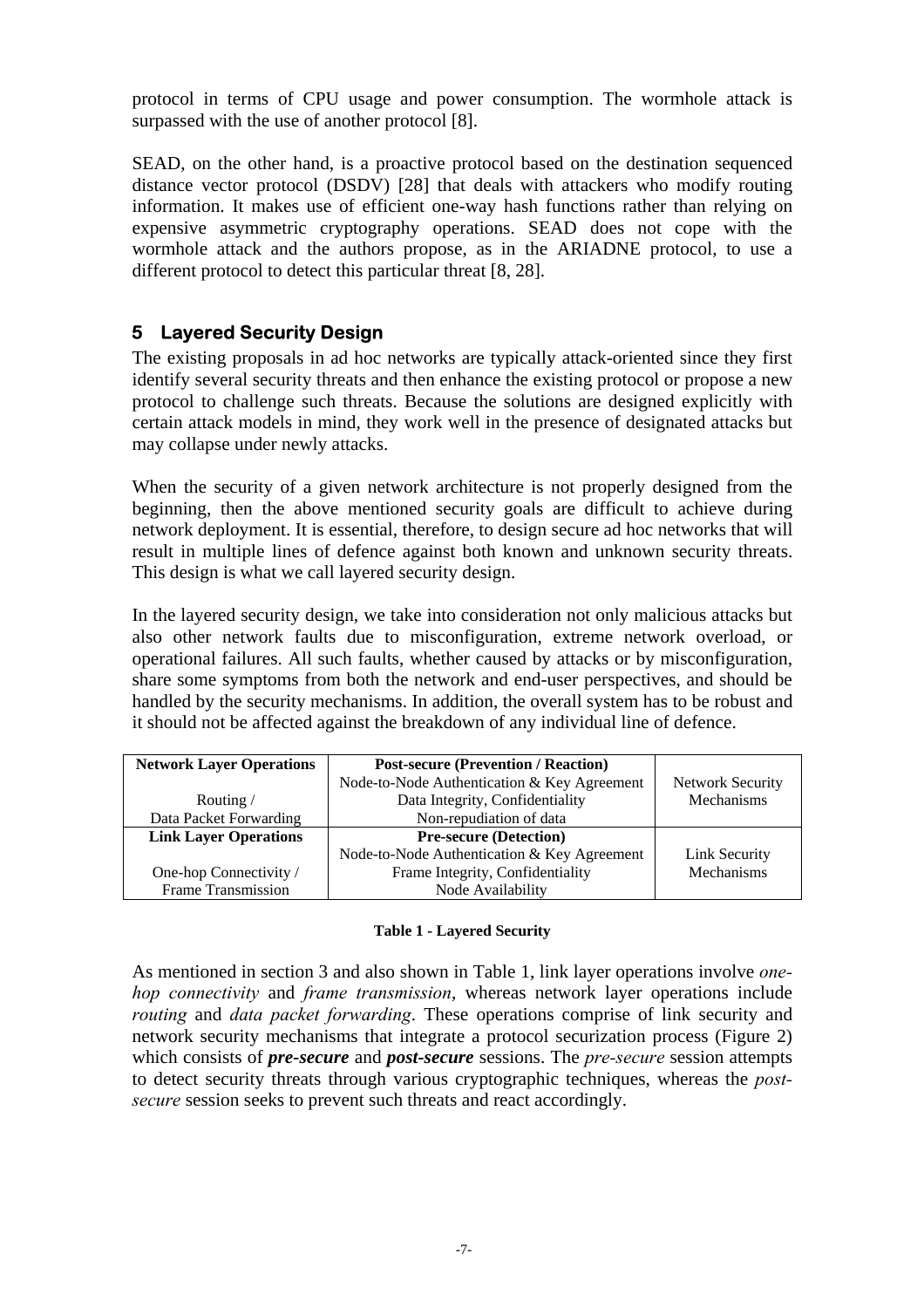protocol in terms of CPU usage and power consumption. The wormhole attack is surpassed with the use of another protocol [8].

SEAD, on the other hand, is a proactive protocol based on the destination sequenced distance vector protocol (DSDV) [28] that deals with attackers who modify routing information. It makes use of efficient one-way hash functions rather than relying on expensive asymmetric cryptography operations. SEAD does not cope with the wormhole attack and the authors propose, as in the ARIADNE protocol, to use a different protocol to detect this particular threat [8, 28].

## 5 Layered Security Design

The existing proposals in ad hoc networks are typically attack-oriented since they first identify several security threats and then enhance the existing protocol or propose a new protocol to challenge such threats. Because the solutions are designed explicitly with certain attack models in mind, they work well in the presence of designated attacks but may collapse under newly attacks.

When the security of a given network architecture is not properly designed from the beginning, then the above mentioned security goals are difficult to achieve during network deployment. It is essential, therefore, to design secure ad hoc networks that will result in multiple lines of defence against both known and unknown security threats. This design is what we call layered security design.

In the layered security design, we take into consideration not only malicious attacks but also other network faults due to misconfiguration, extreme network overload, or operational failures. All such faults, whether caused by attacks or by misconfiguration, share some symptoms from both the network and end-user perspectives, and should be handled by the security mechanisms. In addition, the overall system has to be robust and it should not be affected against the breakdown of any individual line of defence.

| **Network Layer Operations** | **Post-secure (Prevention / Reaction)** | |
|---|---|---|
| Routing / Data Packet Forwarding | Node-to-Node Authentication & Key Agreement<br>Data Integrity, Confidentiality<br>Non-repudiation of data | Network Security Mechanisms |
| **Link Layer Operations** | **Pre-secure (Detection)** | |
| One-hop Connectivity / Frame Transmission | Node-to-Node Authentication & Key Agreement<br>Frame Integrity, Confidentiality<br>Node Availability | Link Security Mechanisms |

**Table 1 - Layered Security**

As mentioned in section 3 and also shown in Table 1, link layer operations involve *one-hop connectivity* and *frame transmission*, whereas network layer operations include *routing* and *data packet forwarding*. These operations comprise of link security and network security mechanisms that integrate a protocol securization process (Figure 2) which consists of ***pre-secure*** and ***post-secure*** sessions. The *pre-secure* session attempts to detect security threats through various cryptographic techniques, whereas the *post-secure* session seeks to prevent such threats and react accordingly.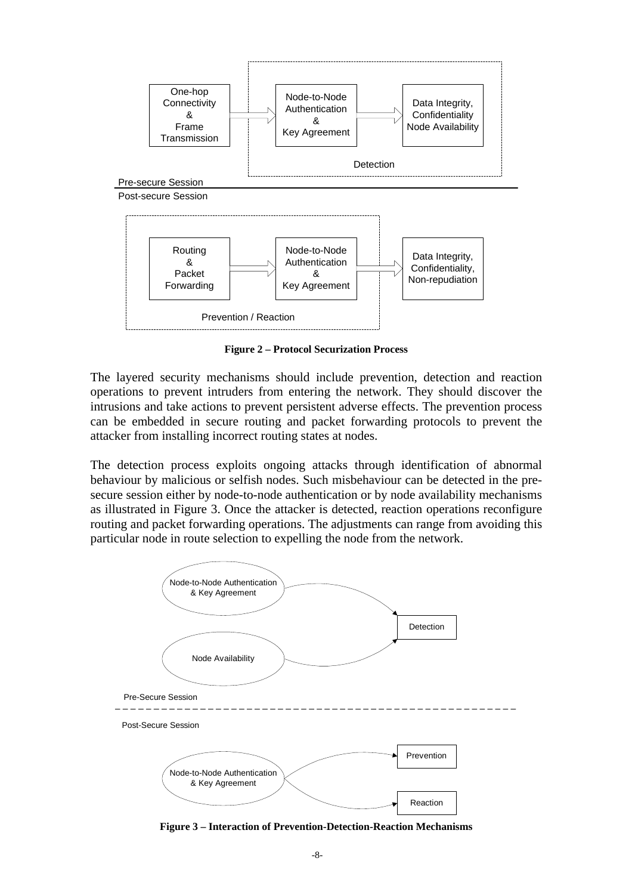**Figure 2 – Protocol Securization Process**

The layered security mechanisms should include prevention, detection and reaction operations to prevent intruders from entering the network. They should discover the intrusions and take actions to prevent persistent adverse effects. The prevention process can be embedded in secure routing and packet forwarding protocols to prevent the attacker from installing incorrect routing states at nodes.

The detection process exploits ongoing attacks through identification of abnormal behaviour by malicious or selfish nodes. Such misbehaviour can be detected in the pre-secure session either by node-to-node authentication or by node availability mechanisms as illustrated in Figure 3. Once the attacker is detected, reaction operations reconfigure routing and packet forwarding operations. The adjustments can range from avoiding this particular node in route selection to expelling the node from the network.

**Figure 3 – Interaction of Prevention-Detection-Reaction Mechanisms**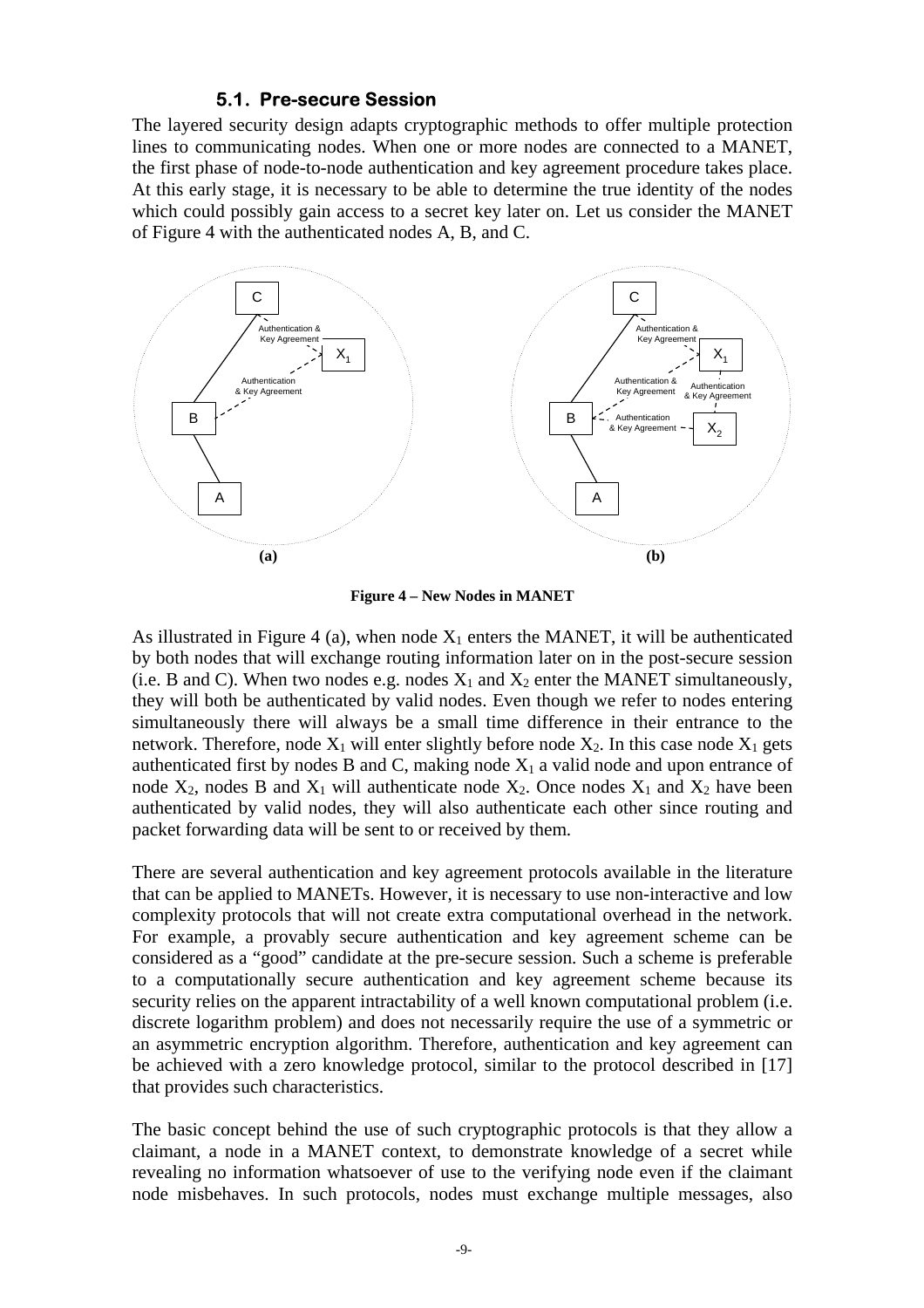### 5.1. Pre-secure Session

The layered security design adapts cryptographic methods to offer multiple protection lines to communicating nodes. When one or more nodes are connected to a MANET, the first phase of node-to-node authentication and key agreement procedure takes place. At this early stage, it is necessary to be able to determine the true identity of the nodes which could possibly gain access to a secret key later on. Let us consider the MANET of Figure 4 with the authenticated nodes A, B, and C.

**Figure 4 – New Nodes in MANET**

As illustrated in Figure 4 (a), when node $X_1$ enters the MANET, it will be authenticated by both nodes that will exchange routing information later on in the post-secure session (i.e. B and C). When two nodes e.g. nodes $X_1$ and $X_2$ enter the MANET simultaneously, they will both be authenticated by valid nodes. Even though we refer to nodes entering simultaneously there will always be a small time difference in their entrance to the network. Therefore, node $X_1$ will enter slightly before node $X_2$. In this case node $X_1$ gets authenticated first by nodes B and C, making node $X_1$ a valid node and upon entrance of node $X_2$, nodes B and $X_1$ will authenticate node $X_2$. Once nodes $X_1$ and $X_2$ have been authenticated by valid nodes, they will also authenticate each other since routing and packet forwarding data will be sent to or received by them.

There are several authentication and key agreement protocols available in the literature that can be applied to MANETs. However, it is necessary to use non-interactive and low complexity protocols that will not create extra computational overhead in the network. For example, a provably secure authentication and key agreement scheme can be considered as a "good" candidate at the pre-secure session. Such a scheme is preferable to a computationally secure authentication and key agreement scheme because its security relies on the apparent intractability of a well known computational problem (i.e. discrete logarithm problem) and does not necessarily require the use of a symmetric or an asymmetric encryption algorithm. Therefore, authentication and key agreement can be achieved with a zero knowledge protocol, similar to the protocol described in [17] that provides such characteristics.

The basic concept behind the use of such cryptographic protocols is that they allow a claimant, a node in a MANET context, to demonstrate knowledge of a secret while revealing no information whatsoever of use to the verifying node even if the claimant node misbehaves. In such protocols, nodes must exchange multiple messages, also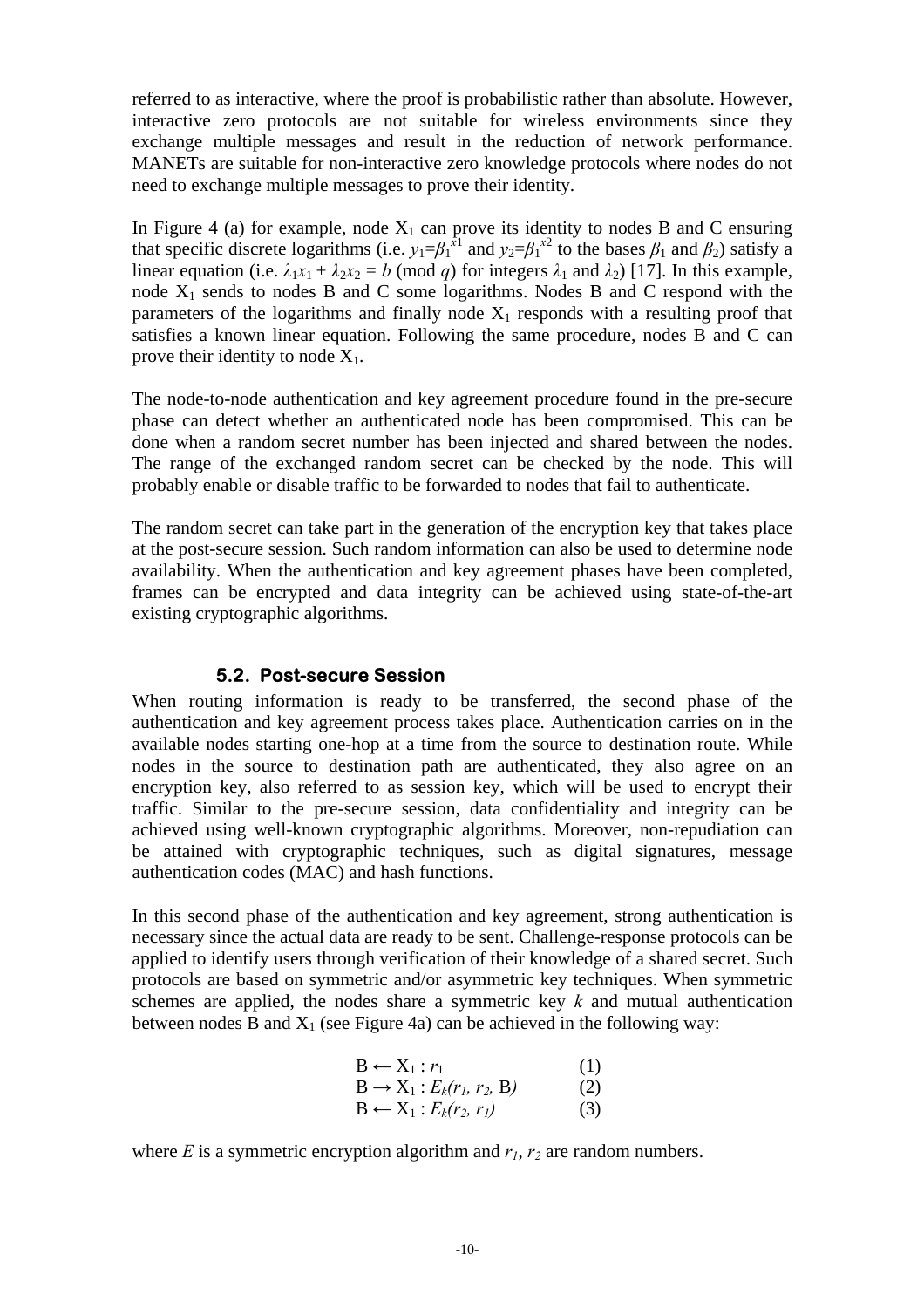referred to as interactive, where the proof is probabilistic rather than absolute. However, interactive zero protocols are not suitable for wireless environments since they exchange multiple messages and result in the reduction of network performance. MANETs are suitable for non-interactive zero knowledge protocols where nodes do not need to exchange multiple messages to prove their identity.

In Figure 4 (a) for example, node $X_1$ can prove its identity to nodes B and C ensuring that specific discrete logarithms (i.e. $y_1=\beta_1^{x1}$ and $y_2=\beta_1^{x2}$ to the bases $\beta_1$ and $\beta_2$) satisfy a linear equation (i.e. $\lambda_1 x_1 + \lambda_2 x_2 = b \pmod{q}$) for integers $\lambda_1$ and $\lambda_2$) [17]. In this example, node $X_1$ sends to nodes B and C some logarithms. Nodes B and C respond with the parameters of the logarithms and finally node $X_1$ responds with a resulting proof that satisfies a known linear equation. Following the same procedure, nodes B and C can prove their identity to node $X_1$.

The node-to-node authentication and key agreement procedure found in the pre-secure phase can detect whether an authenticated node has been compromised. This can be done when a random secret number has been injected and shared between the nodes. The range of the exchanged random secret can be checked by the node. This will probably enable or disable traffic to be forwarded to nodes that fail to authenticate.

The random secret can take part in the generation of the encryption key that takes place at the post-secure session. Such random information can also be used to determine node availability. When the authentication and key agreement phases have been completed, frames can be encrypted and data integrity can be achieved using state-of-the-art existing cryptographic algorithms.

### 5.2. Post-secure Session

When routing information is ready to be transferred, the second phase of the authentication and key agreement process takes place. Authentication carries on in the available nodes starting one-hop at a time from the source to destination route. While nodes in the source to destination path are authenticated, they also agree on an encryption key, also referred to as session key, which will be used to encrypt their traffic. Similar to the pre-secure session, data confidentiality and integrity can be achieved using well-known cryptographic algorithms. Moreover, non-repudiation can be attained with cryptographic techniques, such as digital signatures, message authentication codes (MAC) and hash functions.

In this second phase of the authentication and key agreement, strong authentication is necessary since the actual data are ready to be sent. Challenge-response protocols can be applied to identify users through verification of their knowledge of a shared secret. Such protocols are based on symmetric and/or asymmetric key techniques. When symmetric schemes are applied, the nodes share a symmetric key $k$ and mutual authentication between nodes B and $X_1$ (see Figure 4a) can be achieved in the following way:

$$\mathrm{B} \leftarrow \mathrm{X}_1 : r_1 \qquad (1)$$
$$\mathrm{B} \rightarrow \mathrm{X}_1 : E_k(r_1, r_2, \mathrm{B}) \qquad (2)$$
$$\mathrm{B} \leftarrow \mathrm{X}_1 : E_k(r_2, r_1) \qquad (3)$$

where $E$ is a symmetric encryption algorithm and $r_1$, $r_2$ are random numbers.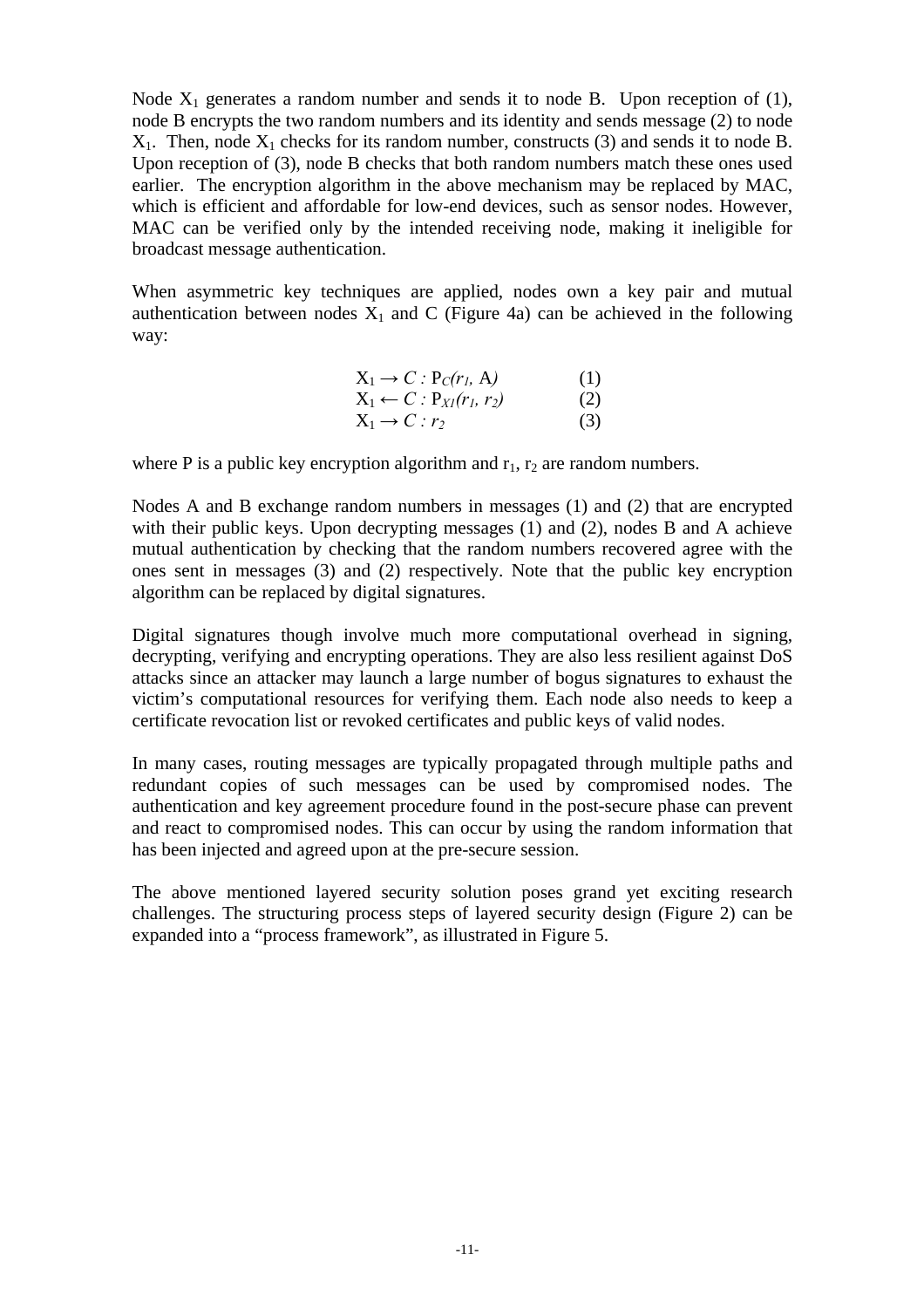Node $X_1$ generates a random number and sends it to node B. Upon reception of (1), node B encrypts the two random numbers and its identity and sends message (2) to node $X_1$. Then, node $X_1$ checks for its random number, constructs (3) and sends it to node B. Upon reception of (3), node B checks that both random numbers match these ones used earlier. The encryption algorithm in the above mechanism may be replaced by MAC, which is efficient and affordable for low-end devices, such as sensor nodes. However, MAC can be verified only by the intended receiving node, making it ineligible for broadcast message authentication.

When asymmetric key techniques are applied, nodes own a key pair and mutual authentication between nodes $X_1$ and C (Figure 4a) can be achieved in the following way:

$$X_1 \rightarrow C : P_C(r_1, A) \qquad (1)$$
$$X_1 \leftarrow C : P_{X1}(r_1, r_2) \qquad (2)$$
$$X_1 \rightarrow C : r_2 \qquad (3)$$

where P is a public key encryption algorithm and $r_1$, $r_2$ are random numbers.

Nodes A and B exchange random numbers in messages (1) and (2) that are encrypted with their public keys. Upon decrypting messages (1) and (2), nodes B and A achieve mutual authentication by checking that the random numbers recovered agree with the ones sent in messages (3) and (2) respectively. Note that the public key encryption algorithm can be replaced by digital signatures.

Digital signatures though involve much more computational overhead in signing, decrypting, verifying and encrypting operations. They are also less resilient against DoS attacks since an attacker may launch a large number of bogus signatures to exhaust the victim's computational resources for verifying them. Each node also needs to keep a certificate revocation list or revoked certificates and public keys of valid nodes.

In many cases, routing messages are typically propagated through multiple paths and redundant copies of such messages can be used by compromised nodes. The authentication and key agreement procedure found in the post-secure phase can prevent and react to compromised nodes. This can occur by using the random information that has been injected and agreed upon at the pre-secure session.

The above mentioned layered security solution poses grand yet exciting research challenges. The structuring process steps of layered security design (Figure 2) can be expanded into a "process framework", as illustrated in Figure 5.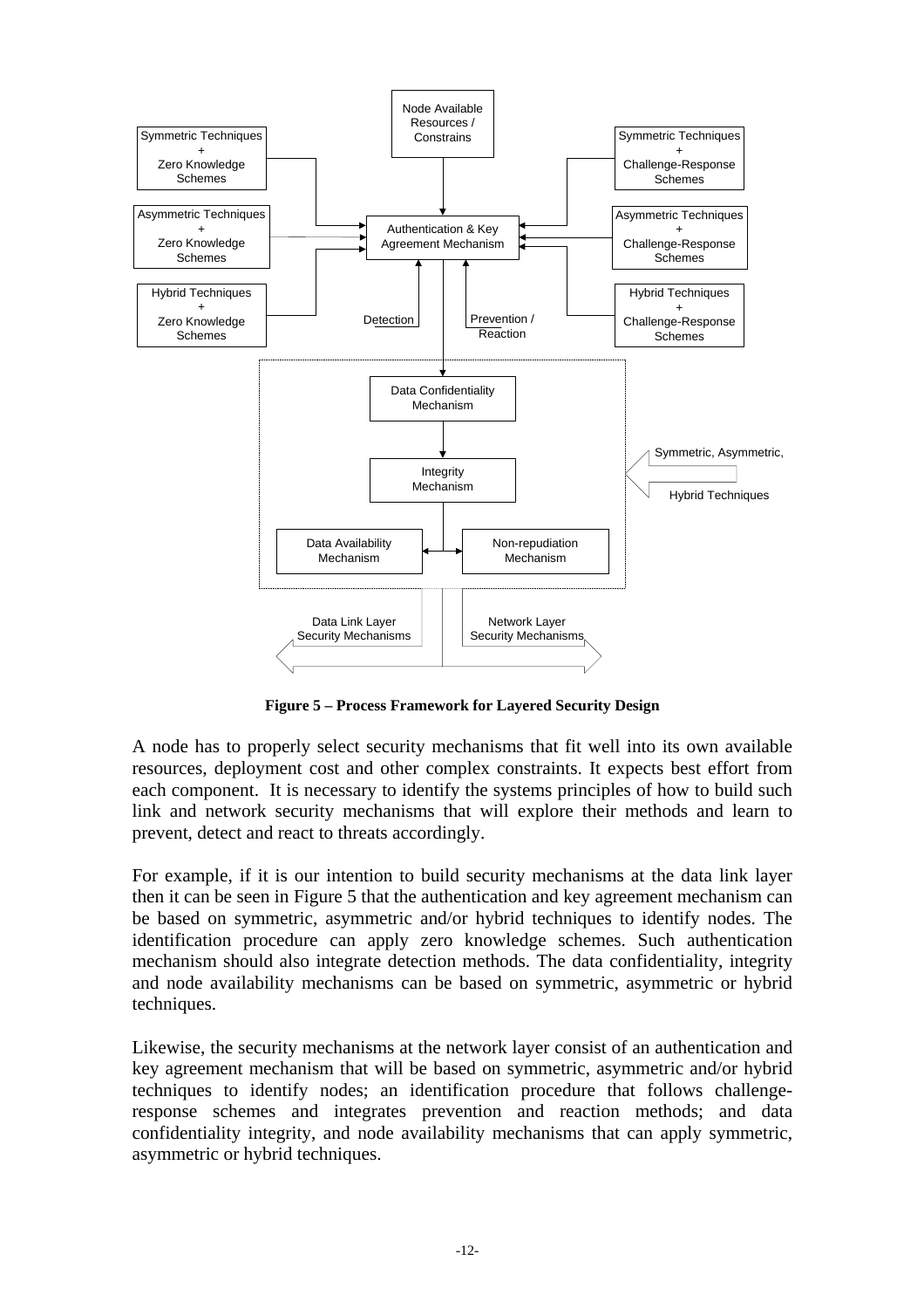Figure 5 – Process Framework for Layered Security Design

A node has to properly select security mechanisms that fit well into its own available resources, deployment cost and other complex constraints. It expects best effort from each component. It is necessary to identify the systems principles of how to build such link and network security mechanisms that will explore their methods and learn to prevent, detect and react to threats accordingly.

For example, if it is our intention to build security mechanisms at the data link layer then it can be seen in Figure 5 that the authentication and key agreement mechanism can be based on symmetric, asymmetric and/or hybrid techniques to identify nodes. The identification procedure can apply zero knowledge schemes. Such authentication mechanism should also integrate detection methods. The data confidentiality, integrity and node availability mechanisms can be based on symmetric, asymmetric or hybrid techniques.

Likewise, the security mechanisms at the network layer consist of an authentication and key agreement mechanism that will be based on symmetric, asymmetric and/or hybrid techniques to identify nodes; an identification procedure that follows challenge-response schemes and integrates prevention and reaction methods; and data confidentiality integrity, and node availability mechanisms that can apply symmetric, asymmetric or hybrid techniques.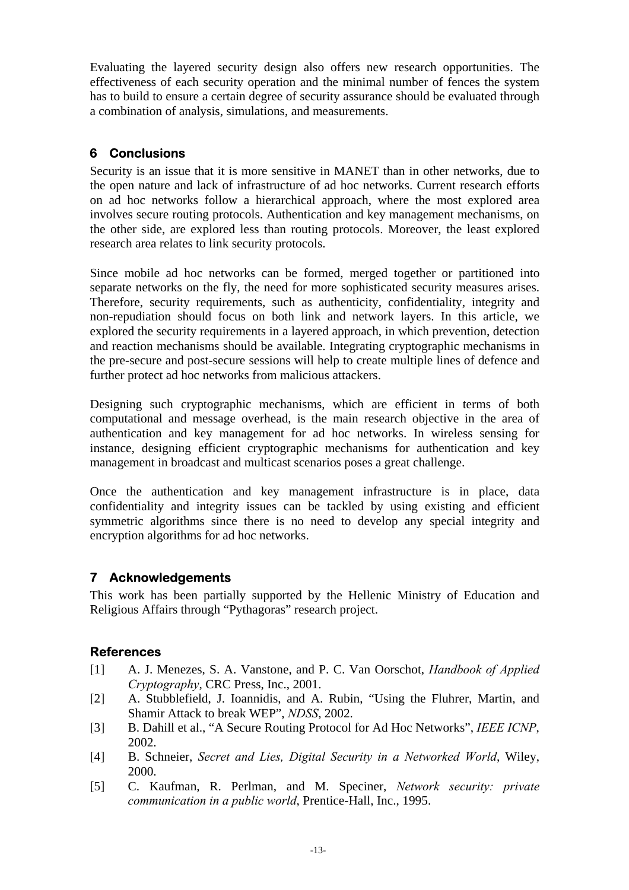Evaluating the layered security design also offers new research opportunities. The effectiveness of each security operation and the minimal number of fences the system has to build to ensure a certain degree of security assurance should be evaluated through a combination of analysis, simulations, and measurements.

## 6 Conclusions

Security is an issue that it is more sensitive in MANET than in other networks, due to the open nature and lack of infrastructure of ad hoc networks. Current research efforts on ad hoc networks follow a hierarchical approach, where the most explored area involves secure routing protocols. Authentication and key management mechanisms, on the other side, are explored less than routing protocols. Moreover, the least explored research area relates to link security protocols.

Since mobile ad hoc networks can be formed, merged together or partitioned into separate networks on the fly, the need for more sophisticated security measures arises. Therefore, security requirements, such as authenticity, confidentiality, integrity and non-repudiation should focus on both link and network layers. In this article, we explored the security requirements in a layered approach, in which prevention, detection and reaction mechanisms should be available. Integrating cryptographic mechanisms in the pre-secure and post-secure sessions will help to create multiple lines of defence and further protect ad hoc networks from malicious attackers.

Designing such cryptographic mechanisms, which are efficient in terms of both computational and message overhead, is the main research objective in the area of authentication and key management for ad hoc networks. In wireless sensing for instance, designing efficient cryptographic mechanisms for authentication and key management in broadcast and multicast scenarios poses a great challenge.

Once the authentication and key management infrastructure is in place, data confidentiality and integrity issues can be tackled by using existing and efficient symmetric algorithms since there is no need to develop any special integrity and encryption algorithms for ad hoc networks.

## 7 Acknowledgements

This work has been partially supported by the Hellenic Ministry of Education and Religious Affairs through "Pythagoras" research project.

## References

[1] A. J. Menezes, S. A. Vanstone, and P. C. Van Oorschot, *Handbook of Applied Cryptography*, CRC Press, Inc., 2001.

[2] A. Stubblefield, J. Ioannidis, and A. Rubin, "Using the Fluhrer, Martin, and Shamir Attack to break WEP", *NDSS*, 2002.

[3] B. Dahill et al., "A Secure Routing Protocol for Ad Hoc Networks", *IEEE ICNP*, 2002.

[4] B. Schneier, *Secret and Lies, Digital Security in a Networked World*, Wiley, 2000.

[5] C. Kaufman, R. Perlman, and M. Speciner, *Network security: private communication in a public world*, Prentice-Hall, Inc., 1995.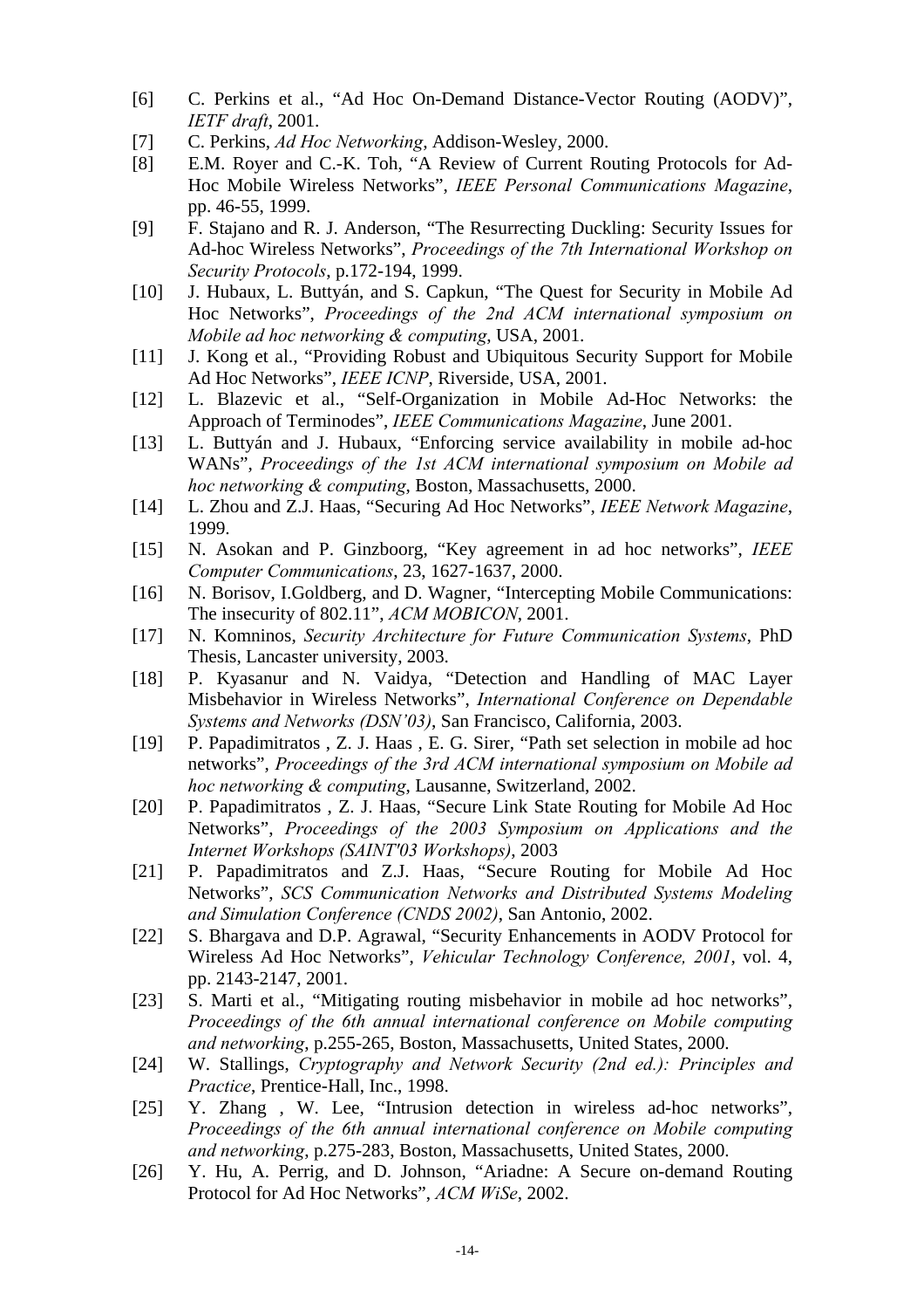[6] C. Perkins et al., "Ad Hoc On-Demand Distance-Vector Routing (AODV)", *IETF draft*, 2001.

[7] C. Perkins, *Ad Hoc Networking*, Addison-Wesley, 2000.

[8] E.M. Royer and C.-K. Toh, "A Review of Current Routing Protocols for Ad-Hoc Mobile Wireless Networks", *IEEE Personal Communications Magazine*, pp. 46-55, 1999.

[9] F. Stajano and R. J. Anderson, "The Resurrecting Duckling: Security Issues for Ad-hoc Wireless Networks", *Proceedings of the 7th International Workshop on Security Protocols*, p.172-194, 1999.

[10] J. Hubaux, L. Buttyán, and S. Capkun, "The Quest for Security in Mobile Ad Hoc Networks", *Proceedings of the 2nd ACM international symposium on Mobile ad hoc networking & computing*, USA, 2001.

[11] J. Kong et al., "Providing Robust and Ubiquitous Security Support for Mobile Ad Hoc Networks", *IEEE ICNP*, Riverside, USA, 2001.

[12] L. Blazevic et al., "Self-Organization in Mobile Ad-Hoc Networks: the Approach of Terminodes", *IEEE Communications Magazine*, June 2001.

[13] L. Buttyán and J. Hubaux, "Enforcing service availability in mobile ad-hoc WANs", *Proceedings of the 1st ACM international symposium on Mobile ad hoc networking & computing*, Boston, Massachusetts, 2000.

[14] L. Zhou and Z.J. Haas, "Securing Ad Hoc Networks", *IEEE Network Magazine*, 1999.

[15] N. Asokan and P. Ginzboorg, "Key agreement in ad hoc networks", *IEEE Computer Communications*, 23, 1627-1637, 2000.

[16] N. Borisov, I.Goldberg, and D. Wagner, "Intercepting Mobile Communications: The insecurity of 802.11", *ACM MOBICON*, 2001.

[17] N. Komninos, *Security Architecture for Future Communication Systems*, PhD Thesis, Lancaster university, 2003.

[18] P. Kyasanur and N. Vaidya, "Detection and Handling of MAC Layer Misbehavior in Wireless Networks", *International Conference on Dependable Systems and Networks (DSN'03)*, San Francisco, California, 2003.

[19] P. Papadimitratos , Z. J. Haas , E. G. Sirer, "Path set selection in mobile ad hoc networks", *Proceedings of the 3rd ACM international symposium on Mobile ad hoc networking & computing*, Lausanne, Switzerland, 2002.

[20] P. Papadimitratos , Z. J. Haas, "Secure Link State Routing for Mobile Ad Hoc Networks", *Proceedings of the 2003 Symposium on Applications and the Internet Workshops (SAINT'03 Workshops)*, 2003

[21] P. Papadimitratos and Z.J. Haas, "Secure Routing for Mobile Ad Hoc Networks", *SCS Communication Networks and Distributed Systems Modeling and Simulation Conference (CNDS 2002)*, San Antonio, 2002.

[22] S. Bhargava and D.P. Agrawal, "Security Enhancements in AODV Protocol for Wireless Ad Hoc Networks", *Vehicular Technology Conference, 2001*, vol. 4, pp. 2143-2147, 2001.

[23] S. Marti et al., "Mitigating routing misbehavior in mobile ad hoc networks", *Proceedings of the 6th annual international conference on Mobile computing and networking*, p.255-265, Boston, Massachusetts, United States, 2000.

[24] W. Stallings, *Cryptography and Network Security (2nd ed.): Principles and Practice*, Prentice-Hall, Inc., 1998.

[25] Y. Zhang , W. Lee, "Intrusion detection in wireless ad-hoc networks", *Proceedings of the 6th annual international conference on Mobile computing and networking*, p.275-283, Boston, Massachusetts, United States, 2000.

[26] Y. Hu, A. Perrig, and D. Johnson, "Ariadne: A Secure on-demand Routing Protocol for Ad Hoc Networks", *ACM WiSe*, 2002.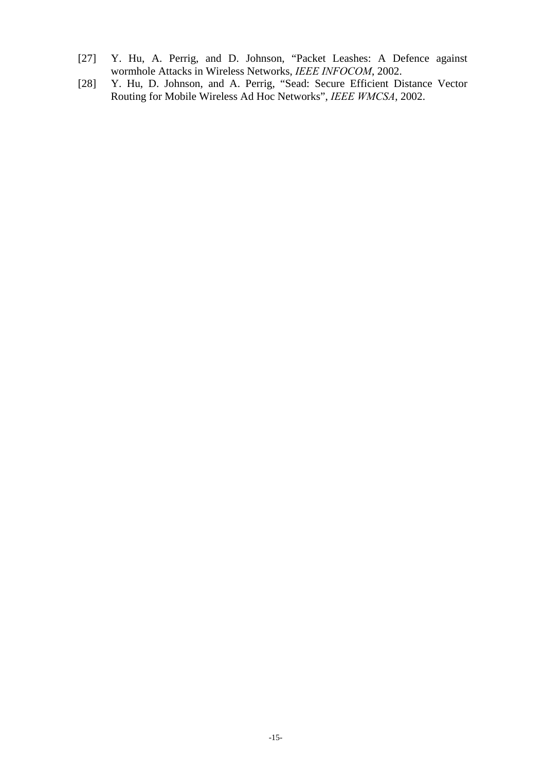[27] Y. Hu, A. Perrig, and D. Johnson, "Packet Leashes: A Defence against wormhole Attacks in Wireless Networks, *IEEE INFOCOM*, 2002.

[28] Y. Hu, D. Johnson, and A. Perrig, "Sead: Secure Efficient Distance Vector Routing for Mobile Wireless Ad Hoc Networks", *IEEE WMCSA*, 2002.